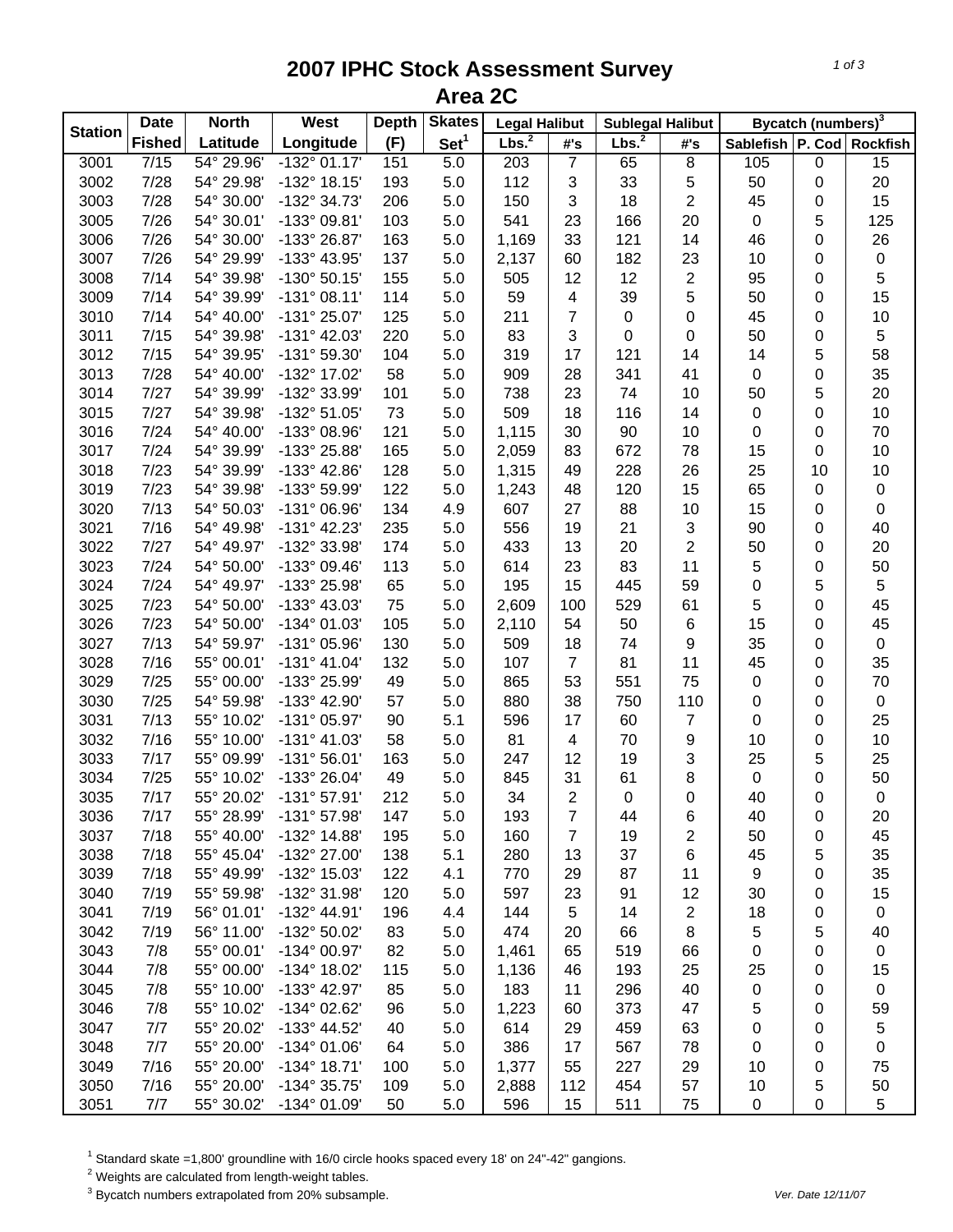# 2007 IPHC Stock Assessment Survey
## Area 2C

| Station | Date | North | West | Depth | Skates | Legal Halibut | | Sublegal Halibut | | Bycatch (numbers)[3] | | |
|---|---|---|---|---|---|---|---|---|---|---|---|---|
| | Fished | Latitude | Longitude | (F) | Set[1] | Lbs.[2] | #'s | Lbs.[2] | #'s | Sablefish | P. Cod | Rockfish |
| 3001 | 7/15 | 54° 29.96' | -132° 01.17' | 151 | 5.0 | 203 | 7 | 65 | 8 | 105 | 0 | 15 |
| 3002 | 7/28 | 54° 29.98' | -132° 18.15' | 193 | 5.0 | 112 | 3 | 33 | 5 | 50 | 0 | 20 |
| 3003 | 7/28 | 54° 30.00' | -132° 34.73' | 206 | 5.0 | 150 | 3 | 18 | 2 | 45 | 0 | 15 |
| 3005 | 7/26 | 54° 30.01' | -133° 09.81' | 103 | 5.0 | 541 | 23 | 166 | 20 | 0 | 5 | 125 |
| 3006 | 7/26 | 54° 30.00' | -133° 26.87' | 163 | 5.0 | 1,169 | 33 | 121 | 14 | 46 | 0 | 26 |
| 3007 | 7/26 | 54° 29.99' | -133° 43.95' | 137 | 5.0 | 2,137 | 60 | 182 | 23 | 10 | 0 | 0 |
| 3008 | 7/14 | 54° 39.98' | -130° 50.15' | 155 | 5.0 | 505 | 12 | 12 | 2 | 95 | 0 | 5 |
| 3009 | 7/14 | 54° 39.99' | -131° 08.11' | 114 | 5.0 | 59 | 4 | 39 | 5 | 50 | 0 | 15 |
| 3010 | 7/14 | 54° 40.00' | -131° 25.07' | 125 | 5.0 | 211 | 7 | 0 | 0 | 45 | 0 | 10 |
| 3011 | 7/15 | 54° 39.98' | -131° 42.03' | 220 | 5.0 | 83 | 3 | 0 | 0 | 50 | 0 | 5 |
| 3012 | 7/15 | 54° 39.95' | -131° 59.30' | 104 | 5.0 | 319 | 17 | 121 | 14 | 14 | 5 | 58 |
| 3013 | 7/28 | 54° 40.00' | -132° 17.02' | 58 | 5.0 | 909 | 28 | 341 | 41 | 0 | 0 | 35 |
| 3014 | 7/27 | 54° 39.99' | -132° 33.99' | 101 | 5.0 | 738 | 23 | 74 | 10 | 50 | 5 | 20 |
| 3015 | 7/27 | 54° 39.98' | -132° 51.05' | 73 | 5.0 | 509 | 18 | 116 | 14 | 0 | 0 | 10 |
| 3016 | 7/24 | 54° 40.00' | -133° 08.96' | 121 | 5.0 | 1,115 | 30 | 90 | 10 | 0 | 0 | 70 |
| 3017 | 7/24 | 54° 39.99' | -133° 25.88' | 165 | 5.0 | 2,059 | 83 | 672 | 78 | 15 | 0 | 10 |
| 3018 | 7/23 | 54° 39.99' | -133° 42.86' | 128 | 5.0 | 1,315 | 49 | 228 | 26 | 25 | 10 | 10 |
| 3019 | 7/23 | 54° 39.98' | -133° 59.99' | 122 | 5.0 | 1,243 | 48 | 120 | 15 | 65 | 0 | 0 |
| 3020 | 7/13 | 54° 50.03' | -131° 06.96' | 134 | 4.9 | 607 | 27 | 88 | 10 | 15 | 0 | 0 |
| 3021 | 7/16 | 54° 49.98' | -131° 42.23' | 235 | 5.0 | 556 | 19 | 21 | 3 | 90 | 0 | 40 |
| 3022 | 7/27 | 54° 49.97' | -132° 33.98' | 174 | 5.0 | 433 | 13 | 20 | 2 | 50 | 0 | 20 |
| 3023 | 7/24 | 54° 50.00' | -133° 09.46' | 113 | 5.0 | 614 | 23 | 83 | 11 | 5 | 0 | 50 |
| 3024 | 7/24 | 54° 49.97' | -133° 25.98' | 65 | 5.0 | 195 | 15 | 445 | 59 | 0 | 5 | 5 |
| 3025 | 7/23 | 54° 50.00' | -133° 43.03' | 75 | 5.0 | 2,609 | 100 | 529 | 61 | 5 | 0 | 45 |
| 3026 | 7/23 | 54° 50.00' | -134° 01.03' | 105 | 5.0 | 2,110 | 54 | 50 | 6 | 15 | 0 | 45 |
| 3027 | 7/13 | 54° 59.97' | -131° 05.96' | 130 | 5.0 | 509 | 18 | 74 | 9 | 35 | 0 | 0 |
| 3028 | 7/16 | 55° 00.01' | -131° 41.04' | 132 | 5.0 | 107 | 7 | 81 | 11 | 45 | 0 | 35 |
| 3029 | 7/25 | 55° 00.00' | -133° 25.99' | 49 | 5.0 | 865 | 53 | 551 | 75 | 0 | 0 | 70 |
| 3030 | 7/25 | 54° 59.98' | -133° 42.90' | 57 | 5.0 | 880 | 38 | 750 | 110 | 0 | 0 | 0 |
| 3031 | 7/13 | 55° 10.02' | -131° 05.97' | 90 | 5.1 | 596 | 17 | 60 | 7 | 0 | 0 | 25 |
| 3032 | 7/16 | 55° 10.00' | -131° 41.03' | 58 | 5.0 | 81 | 4 | 70 | 9 | 10 | 0 | 10 |
| 3033 | 7/17 | 55° 09.99' | -131° 56.01' | 163 | 5.0 | 247 | 12 | 19 | 3 | 25 | 5 | 25 |
| 3034 | 7/25 | 55° 10.02' | -133° 26.04' | 49 | 5.0 | 845 | 31 | 61 | 8 | 0 | 0 | 50 |
| 3035 | 7/17 | 55° 20.02' | -131° 57.91' | 212 | 5.0 | 34 | 2 | 0 | 0 | 40 | 0 | 0 |
| 3036 | 7/17 | 55° 28.99' | -131° 57.98' | 147 | 5.0 | 193 | 7 | 44 | 6 | 40 | 0 | 20 |
| 3037 | 7/18 | 55° 40.00' | -132° 14.88' | 195 | 5.0 | 160 | 7 | 19 | 2 | 50 | 0 | 45 |
| 3038 | 7/18 | 55° 45.04' | -132° 27.00' | 138 | 5.1 | 280 | 13 | 37 | 6 | 45 | 5 | 35 |
| 3039 | 7/18 | 55° 49.99' | -132° 15.03' | 122 | 4.1 | 770 | 29 | 87 | 11 | 9 | 0 | 35 |
| 3040 | 7/19 | 55° 59.98' | -132° 31.98' | 120 | 5.0 | 597 | 23 | 91 | 12 | 30 | 0 | 15 |
| 3041 | 7/19 | 56° 01.01' | -132° 44.91' | 196 | 4.4 | 144 | 5 | 14 | 2 | 18 | 0 | 0 |
| 3042 | 7/19 | 56° 11.00' | -132° 50.02' | 83 | 5.0 | 474 | 20 | 66 | 8 | 5 | 5 | 40 |
| 3043 | 7/8 | 55° 00.01' | -134° 00.97' | 82 | 5.0 | 1,461 | 65 | 519 | 66 | 0 | 0 | 0 |
| 3044 | 7/8 | 55° 00.00' | -134° 18.02' | 115 | 5.0 | 1,136 | 46 | 193 | 25 | 25 | 0 | 15 |
| 3045 | 7/8 | 55° 10.00' | -133° 42.97' | 85 | 5.0 | 183 | 11 | 296 | 40 | 0 | 0 | 0 |
| 3046 | 7/8 | 55° 10.02' | -134° 02.62' | 96 | 5.0 | 1,223 | 60 | 373 | 47 | 5 | 0 | 59 |
| 3047 | 7/7 | 55° 20.02' | -133° 44.52' | 40 | 5.0 | 614 | 29 | 459 | 63 | 0 | 0 | 5 |
| 3048 | 7/7 | 55° 20.00' | -134° 01.06' | 64 | 5.0 | 386 | 17 | 567 | 78 | 0 | 0 | 0 |
| 3049 | 7/16 | 55° 20.00' | -134° 18.71' | 100 | 5.0 | 1,377 | 55 | 227 | 29 | 10 | 0 | 75 |
| 3050 | 7/16 | 55° 20.00' | -134° 35.75' | 109 | 5.0 | 2,888 | 112 | 454 | 57 | 10 | 5 | 50 |
| 3051 | 7/7 | 55° 30.02' | -134° 01.09' | 50 | 5.0 | 596 | 15 | 511 | 75 | 0 | 0 | 5 |

[1] Standard skate =1,800' groundline with 16/0 circle hooks spaced every 18' on 24"-42" gangions.

[2] Weights are calculated from length-weight tables.

[3] Bycatch numbers extrapolated from 20% subsample.

*Ver. Date 12/11/07*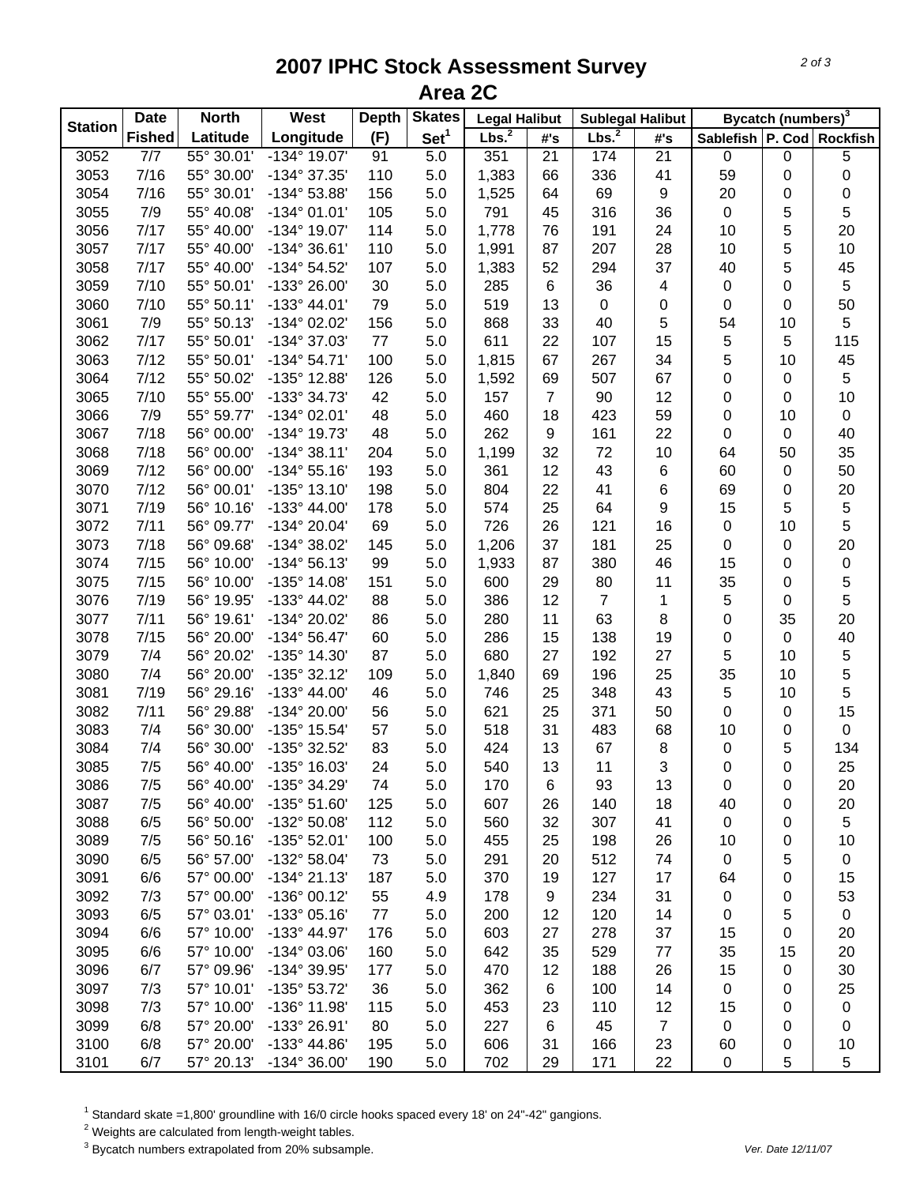# 2007 IPHC Stock Assessment Survey
## Area 2C

| Station | Date Fished | North Latitude | West Longitude | Depth (F) | Skates Set[1] | Legal Halibut Lbs.[2] | Legal Halibut #'s | Sublegal Halibut Lbs.[2] | Sublegal Halibut #'s | Bycatch (numbers)[3] Sablefish | P. Cod | Rockfish |
|---|---|---|---|---|---|---|---|---|---|---|---|---|
| 3052 | 7/7 | 55° 30.01' | -134° 19.07' | 91 | 5.0 | 351 | 21 | 174 | 21 | 0 | 0 | 5 |
| 3053 | 7/16 | 55° 30.00' | -134° 37.35' | 110 | 5.0 | 1,383 | 66 | 336 | 41 | 59 | 0 | 0 |
| 3054 | 7/16 | 55° 30.01' | -134° 53.88' | 156 | 5.0 | 1,525 | 64 | 69 | 9 | 20 | 0 | 0 |
| 3055 | 7/9 | 55° 40.08' | -134° 01.01' | 105 | 5.0 | 791 | 45 | 316 | 36 | 0 | 5 | 5 |
| 3056 | 7/17 | 55° 40.00' | -134° 19.07' | 114 | 5.0 | 1,778 | 76 | 191 | 24 | 10 | 5 | 20 |
| 3057 | 7/17 | 55° 40.00' | -134° 36.61' | 110 | 5.0 | 1,991 | 87 | 207 | 28 | 10 | 5 | 10 |
| 3058 | 7/17 | 55° 40.00' | -134° 54.52' | 107 | 5.0 | 1,383 | 52 | 294 | 37 | 40 | 5 | 45 |
| 3059 | 7/10 | 55° 50.01' | -133° 26.00' | 30 | 5.0 | 285 | 6 | 36 | 4 | 0 | 0 | 5 |
| 3060 | 7/10 | 55° 50.11' | -133° 44.01' | 79 | 5.0 | 519 | 13 | 0 | 0 | 0 | 0 | 50 |
| 3061 | 7/9 | 55° 50.13' | -134° 02.02' | 156 | 5.0 | 868 | 33 | 40 | 5 | 54 | 10 | 5 |
| 3062 | 7/17 | 55° 50.01' | -134° 37.03' | 77 | 5.0 | 611 | 22 | 107 | 15 | 5 | 5 | 115 |
| 3063 | 7/12 | 55° 50.01' | -134° 54.71' | 100 | 5.0 | 1,815 | 67 | 267 | 34 | 5 | 10 | 45 |
| 3064 | 7/12 | 55° 50.02' | -135° 12.88' | 126 | 5.0 | 1,592 | 69 | 507 | 67 | 0 | 0 | 5 |
| 3065 | 7/10 | 55° 55.00' | -133° 34.73' | 42 | 5.0 | 157 | 7 | 90 | 12 | 0 | 0 | 10 |
| 3066 | 7/9 | 55° 59.77' | -134° 02.01' | 48 | 5.0 | 460 | 18 | 423 | 59 | 0 | 10 | 0 |
| 3067 | 7/18 | 56° 00.00' | -134° 19.73' | 48 | 5.0 | 262 | 9 | 161 | 22 | 0 | 0 | 40 |
| 3068 | 7/18 | 56° 00.00' | -134° 38.11' | 204 | 5.0 | 1,199 | 32 | 72 | 10 | 64 | 50 | 35 |
| 3069 | 7/12 | 56° 00.00' | -134° 55.16' | 193 | 5.0 | 361 | 12 | 43 | 6 | 60 | 0 | 50 |
| 3070 | 7/12 | 56° 00.01' | -135° 13.10' | 198 | 5.0 | 804 | 22 | 41 | 6 | 69 | 0 | 20 |
| 3071 | 7/19 | 56° 10.16' | -133° 44.00' | 178 | 5.0 | 574 | 25 | 64 | 9 | 15 | 5 | 5 |
| 3072 | 7/11 | 56° 09.77' | -134° 20.04' | 69 | 5.0 | 726 | 26 | 121 | 16 | 0 | 10 | 5 |
| 3073 | 7/18 | 56° 09.68' | -134° 38.02' | 145 | 5.0 | 1,206 | 37 | 181 | 25 | 0 | 0 | 20 |
| 3074 | 7/15 | 56° 10.00' | -134° 56.13' | 99 | 5.0 | 1,933 | 87 | 380 | 46 | 15 | 0 | 0 |
| 3075 | 7/15 | 56° 10.00' | -135° 14.08' | 151 | 5.0 | 600 | 29 | 80 | 11 | 35 | 0 | 5 |
| 3076 | 7/19 | 56° 19.95' | -133° 44.02' | 88 | 5.0 | 386 | 12 | 7 | 1 | 5 | 0 | 5 |
| 3077 | 7/11 | 56° 19.61' | -134° 20.02' | 86 | 5.0 | 280 | 11 | 63 | 8 | 0 | 35 | 20 |
| 3078 | 7/15 | 56° 20.00' | -134° 56.47' | 60 | 5.0 | 286 | 15 | 138 | 19 | 0 | 0 | 40 |
| 3079 | 7/4 | 56° 20.02' | -135° 14.30' | 87 | 5.0 | 680 | 27 | 192 | 27 | 5 | 10 | 5 |
| 3080 | 7/4 | 56° 20.00' | -135° 32.12' | 109 | 5.0 | 1,840 | 69 | 196 | 25 | 35 | 10 | 5 |
| 3081 | 7/19 | 56° 29.16' | -133° 44.00' | 46 | 5.0 | 746 | 25 | 348 | 43 | 5 | 10 | 5 |
| 3082 | 7/11 | 56° 29.88' | -134° 20.00' | 56 | 5.0 | 621 | 25 | 371 | 50 | 0 | 0 | 15 |
| 3083 | 7/4 | 56° 30.00' | -135° 15.54' | 57 | 5.0 | 518 | 31 | 483 | 68 | 10 | 0 | 0 |
| 3084 | 7/4 | 56° 30.00' | -135° 32.52' | 83 | 5.0 | 424 | 13 | 67 | 8 | 0 | 5 | 134 |
| 3085 | 7/5 | 56° 40.00' | -135° 16.03' | 24 | 5.0 | 540 | 13 | 11 | 3 | 0 | 0 | 25 |
| 3086 | 7/5 | 56° 40.00' | -135° 34.29' | 74 | 5.0 | 170 | 6 | 93 | 13 | 0 | 0 | 20 |
| 3087 | 7/5 | 56° 40.00' | -135° 51.60' | 125 | 5.0 | 607 | 26 | 140 | 18 | 40 | 0 | 20 |
| 3088 | 6/5 | 56° 50.00' | -132° 50.08' | 112 | 5.0 | 560 | 32 | 307 | 41 | 0 | 0 | 5 |
| 3089 | 7/5 | 56° 50.16' | -135° 52.01' | 100 | 5.0 | 455 | 25 | 198 | 26 | 10 | 0 | 10 |
| 3090 | 6/5 | 56° 57.00' | -132° 58.04' | 73 | 5.0 | 291 | 20 | 512 | 74 | 0 | 5 | 0 |
| 3091 | 6/6 | 57° 00.00' | -134° 21.13' | 187 | 5.0 | 370 | 19 | 127 | 17 | 64 | 0 | 15 |
| 3092 | 7/3 | 57° 00.00' | -136° 00.12' | 55 | 4.9 | 178 | 9 | 234 | 31 | 0 | 0 | 53 |
| 3093 | 6/5 | 57° 03.01' | -133° 05.16' | 77 | 5.0 | 200 | 12 | 120 | 14 | 0 | 5 | 0 |
| 3094 | 6/6 | 57° 10.00' | -133° 44.97' | 176 | 5.0 | 603 | 27 | 278 | 37 | 15 | 0 | 20 |
| 3095 | 6/6 | 57° 10.00' | -134° 03.06' | 160 | 5.0 | 642 | 35 | 529 | 77 | 35 | 15 | 20 |
| 3096 | 6/7 | 57° 09.96' | -134° 39.95' | 177 | 5.0 | 470 | 12 | 188 | 26 | 15 | 0 | 30 |
| 3097 | 7/3 | 57° 10.01' | -135° 53.72' | 36 | 5.0 | 362 | 6 | 100 | 14 | 0 | 0 | 25 |
| 3098 | 7/3 | 57° 10.00' | -136° 11.98' | 115 | 5.0 | 453 | 23 | 110 | 12 | 15 | 0 | 0 |
| 3099 | 6/8 | 57° 20.00' | -133° 26.91' | 80 | 5.0 | 227 | 6 | 45 | 7 | 0 | 0 | 0 |
| 3100 | 6/8 | 57° 20.00' | -133° 44.86' | 195 | 5.0 | 606 | 31 | 166 | 23 | 60 | 0 | 10 |
| 3101 | 6/7 | 57° 20.13' | -134° 36.00' | 190 | 5.0 | 702 | 29 | 171 | 22 | 0 | 5 | 5 |

[1] Standard skate =1,800' groundline with 16/0 circle hooks spaced every 18' on 24"-42" gangions.
[2] Weights are calculated from length-weight tables.
[3] Bycatch numbers extrapolated from 20% subsample.

Ver. Date 12/11/07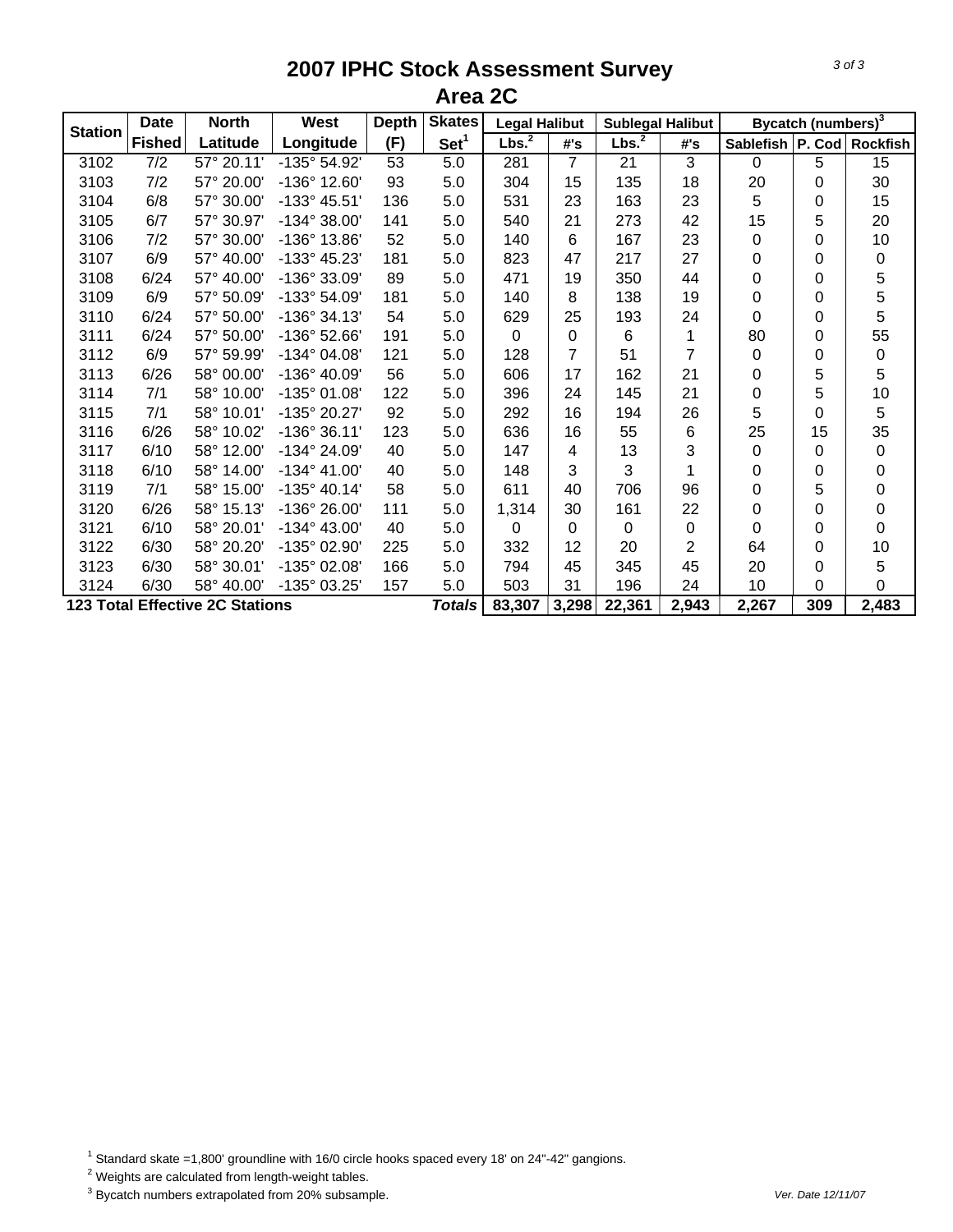# 2007 IPHC Stock Assessment Survey
## Area 2C

| Station | Date | North | West | Depth | Skates | Legal Halibut | | Sublegal Halibut | | Bycatch (numbers)[3] | | |
|---|---|---|---|---|---|---|---|---|---|---|---|---|
| | Fished | Latitude | Longitude | (F) | Set[1] | Lbs.[2] | #'s | Lbs.[2] | #'s | Sablefish | P. Cod | Rockfish |
| 3102 | 7/2 | 57° 20.11' | -135° 54.92' | 53 | 5.0 | 281 | 7 | 21 | 3 | 0 | 5 | 15 |
| 3103 | 7/2 | 57° 20.00' | -136° 12.60' | 93 | 5.0 | 304 | 15 | 135 | 18 | 20 | 0 | 30 |
| 3104 | 6/8 | 57° 30.00' | -133° 45.51' | 136 | 5.0 | 531 | 23 | 163 | 23 | 5 | 0 | 15 |
| 3105 | 6/7 | 57° 30.97' | -134° 38.00' | 141 | 5.0 | 540 | 21 | 273 | 42 | 15 | 5 | 20 |
| 3106 | 7/2 | 57° 30.00' | -136° 13.86' | 52 | 5.0 | 140 | 6 | 167 | 23 | 0 | 0 | 10 |
| 3107 | 6/9 | 57° 40.00' | -133° 45.23' | 181 | 5.0 | 823 | 47 | 217 | 27 | 0 | 0 | 0 |
| 3108 | 6/24 | 57° 40.00' | -136° 33.09' | 89 | 5.0 | 471 | 19 | 350 | 44 | 0 | 0 | 5 |
| 3109 | 6/9 | 57° 50.09' | -133° 54.09' | 181 | 5.0 | 140 | 8 | 138 | 19 | 0 | 0 | 5 |
| 3110 | 6/24 | 57° 50.00' | -136° 34.13' | 54 | 5.0 | 629 | 25 | 193 | 24 | 0 | 0 | 5 |
| 3111 | 6/24 | 57° 50.00' | -136° 52.66' | 191 | 5.0 | 0 | 0 | 6 | 1 | 80 | 0 | 55 |
| 3112 | 6/9 | 57° 59.99' | -134° 04.08' | 121 | 5.0 | 128 | 7 | 51 | 7 | 0 | 0 | 0 |
| 3113 | 6/26 | 58° 00.00' | -136° 40.09' | 56 | 5.0 | 606 | 17 | 162 | 21 | 0 | 5 | 5 |
| 3114 | 7/1 | 58° 10.00' | -135° 01.08' | 122 | 5.0 | 396 | 24 | 145 | 21 | 0 | 5 | 10 |
| 3115 | 7/1 | 58° 10.01' | -135° 20.27' | 92 | 5.0 | 292 | 16 | 194 | 26 | 5 | 0 | 5 |
| 3116 | 6/26 | 58° 10.02' | -136° 36.11' | 123 | 5.0 | 636 | 16 | 55 | 6 | 25 | 15 | 35 |
| 3117 | 6/10 | 58° 12.00' | -134° 24.09' | 40 | 5.0 | 147 | 4 | 13 | 3 | 0 | 0 | 0 |
| 3118 | 6/10 | 58° 14.00' | -134° 41.00' | 40 | 5.0 | 148 | 3 | 3 | 1 | 0 | 0 | 0 |
| 3119 | 7/1 | 58° 15.00' | -135° 40.14' | 58 | 5.0 | 611 | 40 | 706 | 96 | 0 | 5 | 0 |
| 3120 | 6/26 | 58° 15.13' | -136° 26.00' | 111 | 5.0 | 1,314 | 30 | 161 | 22 | 0 | 0 | 0 |
| 3121 | 6/10 | 58° 20.01' | -134° 43.00' | 40 | 5.0 | 0 | 0 | 0 | 0 | 0 | 0 | 0 |
| 3122 | 6/30 | 58° 20.20' | -135° 02.90' | 225 | 5.0 | 332 | 12 | 20 | 2 | 64 | 0 | 10 |
| 3123 | 6/30 | 58° 30.01' | -135° 02.08' | 166 | 5.0 | 794 | 45 | 345 | 45 | 20 | 0 | 5 |
| 3124 | 6/30 | 58° 40.00' | -135° 03.25' | 157 | 5.0 | 503 | 31 | 196 | 24 | 10 | 0 | 0 |
| **123 Total Effective 2C Stations** | | | | | ***Totals*** | **83,307** | **3,298** | **22,361** | **2,943** | **2,267** | **309** | **2,483** |

[1] Standard skate =1,800' groundline with 16/0 circle hooks spaced every 18' on 24"-42" gangions.
[2] Weights are calculated from length-weight tables.
[3] Bycatch numbers extrapolated from 20% subsample.

*Ver. Date 12/11/07*